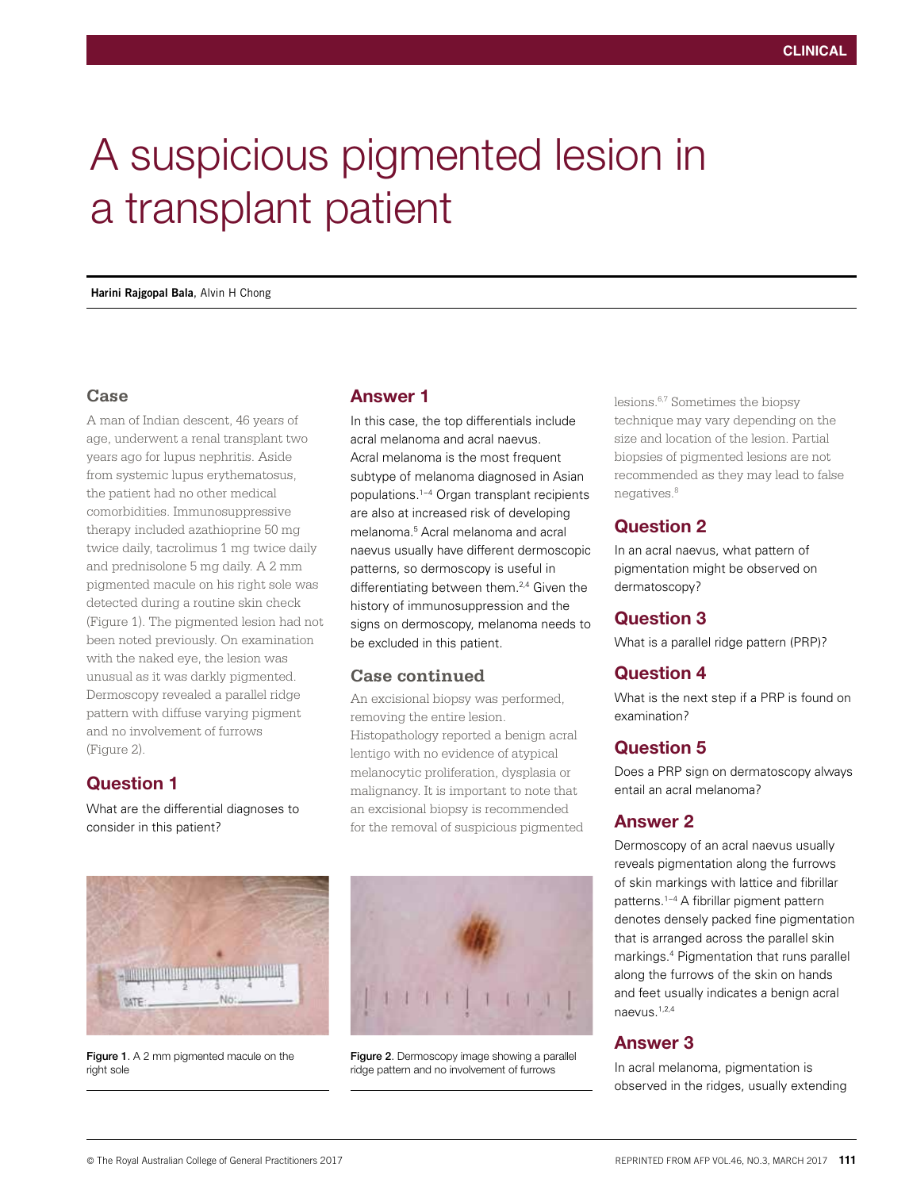# A suspicious pigmented lesion in a transplant patient

**Harini Rajgopal Bala**, Alvin H Chong

## Case

A man of Indian descent, 46 years of age, underwent a renal transplant two years ago for lupus nephritis. Aside from systemic lupus erythematosus, the patient had no other medical comorbidities. Immunosuppressive therapy included azathioprine 50 mg twice daily, tacrolimus 1 mg twice daily and prednisolone 5 mg daily. A 2 mm pigmented macule on his right sole was detected during a routine skin check (Figure 1). The pigmented lesion had not been noted previously. On examination with the naked eye, the lesion was unusual as it was darkly pigmented. Dermoscopy revealed a parallel ridge pattern with diffuse varying pigment and no involvement of furrows (Figure 2).

## Question 1

What are the differential diagnoses to consider in this patient?

## Answer 1

In this case, the top differentials include acral melanoma and acral naevus. Acral melanoma is the most frequent subtype of melanoma diagnosed in Asian populations.[1–4] Organ transplant recipients are also at increased risk of developing melanoma.[5] Acral melanoma and acral naevus usually have different dermoscopic patterns, so dermoscopy is useful in differentiating between them.[2,4] Given the history of immunosuppression and the signs on dermoscopy, melanoma needs to be excluded in this patient.

## Case continued

An excisional biopsy was performed, removing the entire lesion. Histopathology reported a benign acral lentigo with no evidence of atypical melanocytic proliferation, dysplasia or malignancy. It is important to note that an excisional biopsy is recommended for the removal of suspicious pigmented lesions.[6,7] Sometimes the biopsy technique may vary depending on the size and location of the lesion. Partial biopsies of pigmented lesions are not recommended as they may lead to false negatives.[8]

Figure 1. A 2 mm pigmented macule on the right sole

Figure 2. Dermoscopy image showing a parallel ridge pattern and no involvement of furrows

## Question 2

In an acral naevus, what pattern of pigmentation might be observed on dermatoscopy?

## Question 3

What is a parallel ridge pattern (PRP)?

## Question 4

What is the next step if a PRP is found on examination?

## Question 5

Does a PRP sign on dermatoscopy always entail an acral melanoma?

## Answer 2

Dermoscopy of an acral naevus usually reveals pigmentation along the furrows of skin markings with lattice and fibrillar patterns.[1–4] A fibrillar pigment pattern denotes densely packed fine pigmentation that is arranged across the parallel skin markings.[4] Pigmentation that runs parallel along the furrows of the skin on hands and feet usually indicates a benign acral naevus.[1,2,4]

## Answer 3

In acral melanoma, pigmentation is observed in the ridges, usually extending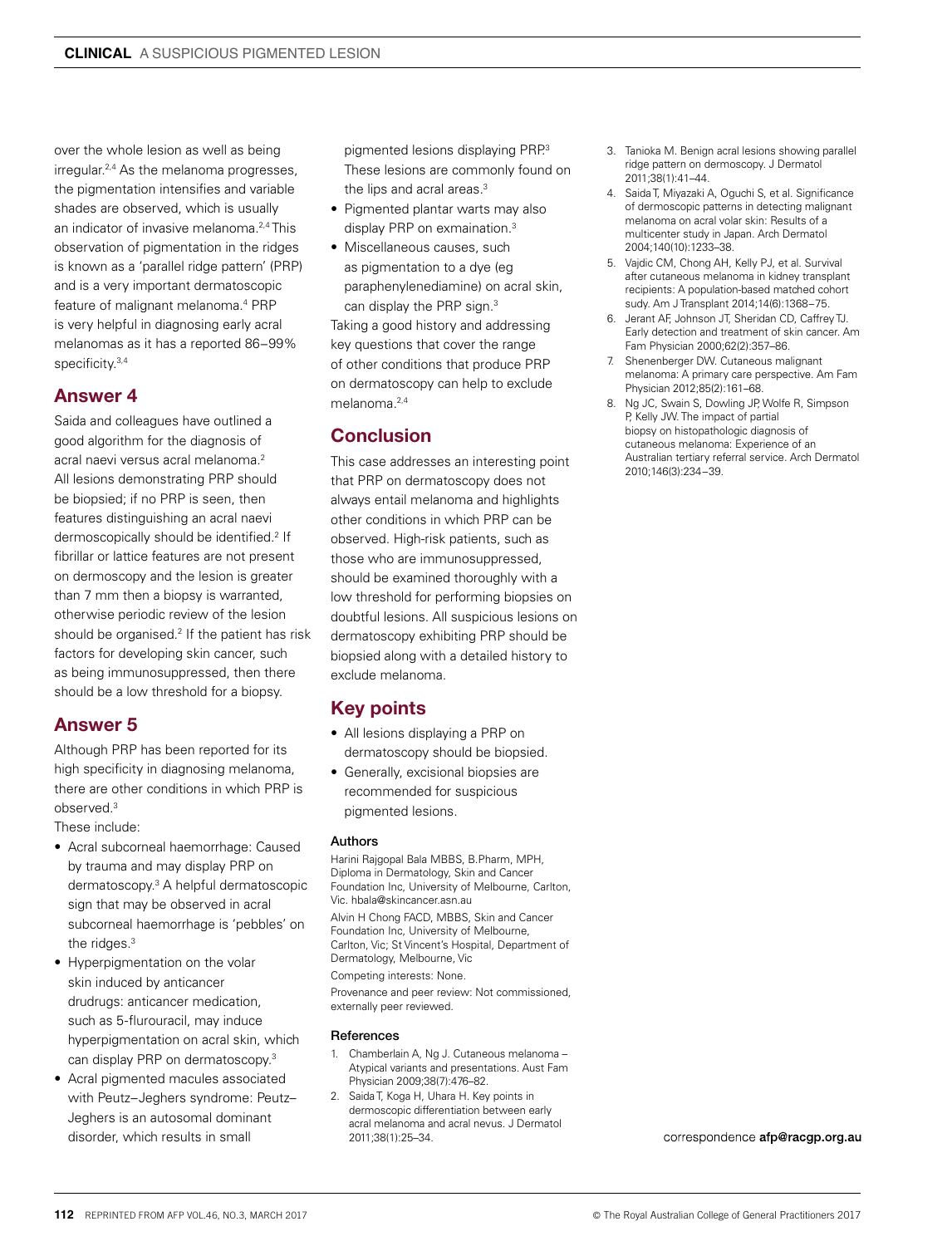over the whole lesion as well as being irregular.[2,4] As the melanoma progresses, the pigmentation intensifies and variable shades are observed, which is usually an indicator of invasive melanoma.[2,4] This observation of pigmentation in the ridges is known as a 'parallel ridge pattern' (PRP) and is a very important dermatoscopic feature of malignant melanoma.[4] PRP is very helpful in diagnosing early acral melanomas as it has a reported 86–99% specificity.[3,4]

## Answer 4

Saida and colleagues have outlined a good algorithm for the diagnosis of acral naevi versus acral melanoma.[2] All lesions demonstrating PRP should be biopsied; if no PRP is seen, then features distinguishing an acral naevi dermoscopically should be identified.[2] If fibrillar or lattice features are not present on dermoscopy and the lesion is greater than 7 mm then a biopsy is warranted, otherwise periodic review of the lesion should be organised.[2] If the patient has risk factors for developing skin cancer, such as being immunosuppressed, then there should be a low threshold for a biopsy.

## Answer 5

Although PRP has been reported for its high specificity in diagnosing melanoma, there are other conditions in which PRP is observed.[3]

These include:

- Acral subcorneal haemorrhage: Caused by trauma and may display PRP on dermatoscopy.[3] A helpful dermatoscopic sign that may be observed in acral subcorneal haemorrhage is 'pebbles' on the ridges.[3]
- Hyperpigmentation on the volar skin induced by anticancer drudrugs: anticancer medication, such as 5-flurouracil, may induce hyperpigmentation on acral skin, which can display PRP on dermatoscopy.[3]
- Acral pigmented macules associated with Peutz–Jeghers syndrome: Peutz–Jeghers is an autosomal dominant disorder, which results in small pigmented lesions displaying PRP.[3] These lesions are commonly found on the lips and acral areas.[3]
- Pigmented plantar warts may also display PRP on exmaination.[3]
- Miscellaneous causes, such as pigmentation to a dye (eg paraphenylenediamine) on acral skin, can display the PRP sign.[3]

Taking a good history and addressing key questions that cover the range of other conditions that produce PRP on dermatoscopy can help to exclude melanoma.[2,4]

## Conclusion

This case addresses an interesting point that PRP on dermatoscopy does not always entail melanoma and highlights other conditions in which PRP can be observed. High-risk patients, such as those who are immunosuppressed, should be examined thoroughly with a low threshold for performing biopsies on doubtful lesions. All suspicious lesions on dermatoscopy exhibiting PRP should be biopsied along with a detailed history to exclude melanoma.

## Key points

- All lesions displaying a PRP on dermatoscopy should be biopsied.
- Generally, excisional biopsies are recommended for suspicious pigmented lesions.

### Authors

Harini Rajgopal Bala MBBS, B.Pharm, MPH, Diploma in Dermatology, Skin and Cancer Foundation Inc, University of Melbourne, Carlton, Vic. hbala@skincancer.asn.au

Alvin H Chong FACD, MBBS, Skin and Cancer Foundation Inc, University of Melbourne, Carlton, Vic; St Vincent's Hospital, Department of Dermatology, Melbourne, Vic

Competing interests: None.

Provenance and peer review: Not commissioned, externally peer reviewed.

### References

1. Chamberlain A, Ng J. Cutaneous melanoma – Atypical variants and presentations. Aust Fam Physician 2009;38(7):476–82.
2. Saida T, Koga H, Uhara H. Key points in dermoscopic differentiation between early acral melanoma and acral nevus. J Dermatol 2011;38(1):25–34.
3. Tanioka M. Benign acral lesions showing parallel ridge pattern on dermoscopy. J Dermatol 2011;38(1):41–44.
4. Saida T, Miyazaki A, Oguchi S, et al. Significance of dermoscopic patterns in detecting malignant melanoma on acral volar skin: Results of a multicenter study in Japan. Arch Dermatol 2004;140(10):1233–38.
5. Vajdic CM, Chong AH, Kelly PJ, et al. Survival after cutaneous melanoma in kidney transplant recipients: A population-based matched cohort sudy. Am J Transplant 2014;14(6):1368–75.
6. Jerant AF, Johnson JT, Sheridan CD, Caffrey TJ. Early detection and treatment of skin cancer. Am Fam Physician 2000;62(2):357–86.
7. Shenenberger DW. Cutaneous malignant melanoma: A primary care perspective. Am Fam Physician 2012;85(2):161–68.
8. Ng JC, Swain S, Dowling JP, Wolfe R, Simpson P, Kelly JW. The impact of partial biopsy on histopathologic diagnosis of cutaneous melanoma: Experience of an Australian tertiary referral service. Arch Dermatol 2010;146(3):234–39.

correspondence **afp@racgp.org.au**